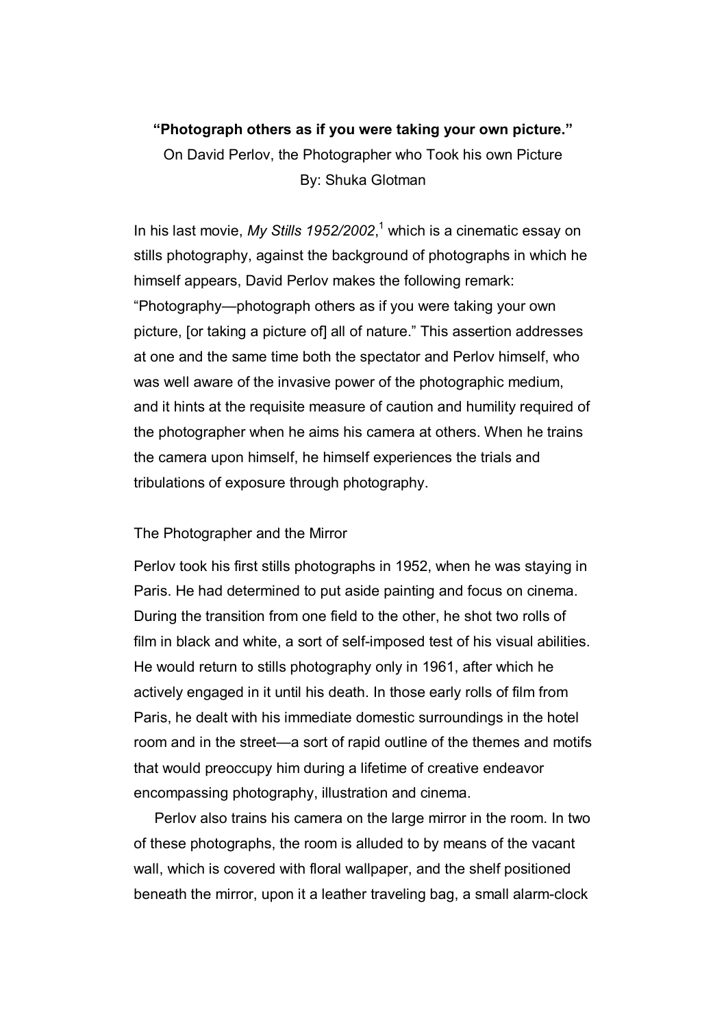**"Photograph others as if you were taking your own picture."**

On David Perlov, the Photographer who Took his own Picture

By: Shuka Glotman

In his last movie, *My Stills 1952/2002*,[1] which is a cinematic essay on stills photography, against the background of photographs in which he himself appears, David Perlov makes the following remark: "Photography—photograph others as if you were taking your own picture, [or taking a picture of] all of nature." This assertion addresses at one and the same time both the spectator and Perlov himself, who was well aware of the invasive power of the photographic medium, and it hints at the requisite measure of caution and humility required of the photographer when he aims his camera at others. When he trains the camera upon himself, he himself experiences the trials and tribulations of exposure through photography.

## The Photographer and the Mirror

Perlov took his first stills photographs in 1952, when he was staying in Paris. He had determined to put aside painting and focus on cinema. During the transition from one field to the other, he shot two rolls of film in black and white, a sort of self-imposed test of his visual abilities. He would return to stills photography only in 1961, after which he actively engaged in it until his death. In those early rolls of film from Paris, he dealt with his immediate domestic surroundings in the hotel room and in the street—a sort of rapid outline of the themes and motifs that would preoccupy him during a lifetime of creative endeavor encompassing photography, illustration and cinema.

Perlov also trains his camera on the large mirror in the room. In two of these photographs, the room is alluded to by means of the vacant wall, which is covered with floral wallpaper, and the shelf positioned beneath the mirror, upon it a leather traveling bag, a small alarm-clock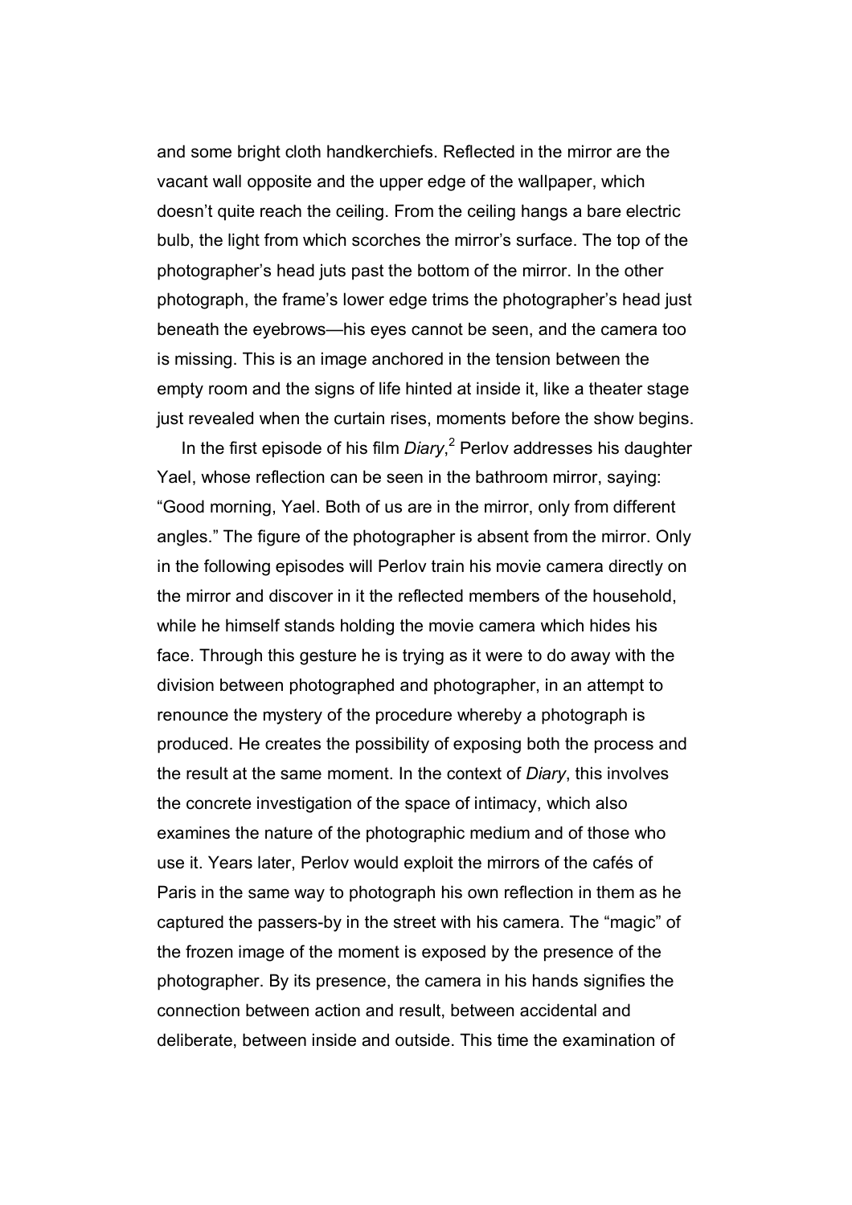and some bright cloth handkerchiefs. Reflected in the mirror are the vacant wall opposite and the upper edge of the wallpaper, which doesn't quite reach the ceiling. From the ceiling hangs a bare electric bulb, the light from which scorches the mirror's surface. The top of the photographer's head juts past the bottom of the mirror. In the other photograph, the frame's lower edge trims the photographer's head just beneath the eyebrows—his eyes cannot be seen, and the camera too is missing. This is an image anchored in the tension between the empty room and the signs of life hinted at inside it, like a theater stage just revealed when the curtain rises, moments before the show begins.

In the first episode of his film *Diary*,[2] Perlov addresses his daughter Yael, whose reflection can be seen in the bathroom mirror, saying: "Good morning, Yael. Both of us are in the mirror, only from different angles." The figure of the photographer is absent from the mirror. Only in the following episodes will Perlov train his movie camera directly on the mirror and discover in it the reflected members of the household, while he himself stands holding the movie camera which hides his face. Through this gesture he is trying as it were to do away with the division between photographed and photographer, in an attempt to renounce the mystery of the procedure whereby a photograph is produced. He creates the possibility of exposing both the process and the result at the same moment. In the context of *Diary*, this involves the concrete investigation of the space of intimacy, which also examines the nature of the photographic medium and of those who use it. Years later, Perlov would exploit the mirrors of the cafés of Paris in the same way to photograph his own reflection in them as he captured the passers-by in the street with his camera. The "magic" of the frozen image of the moment is exposed by the presence of the photographer. By its presence, the camera in his hands signifies the connection between action and result, between accidental and deliberate, between inside and outside. This time the examination of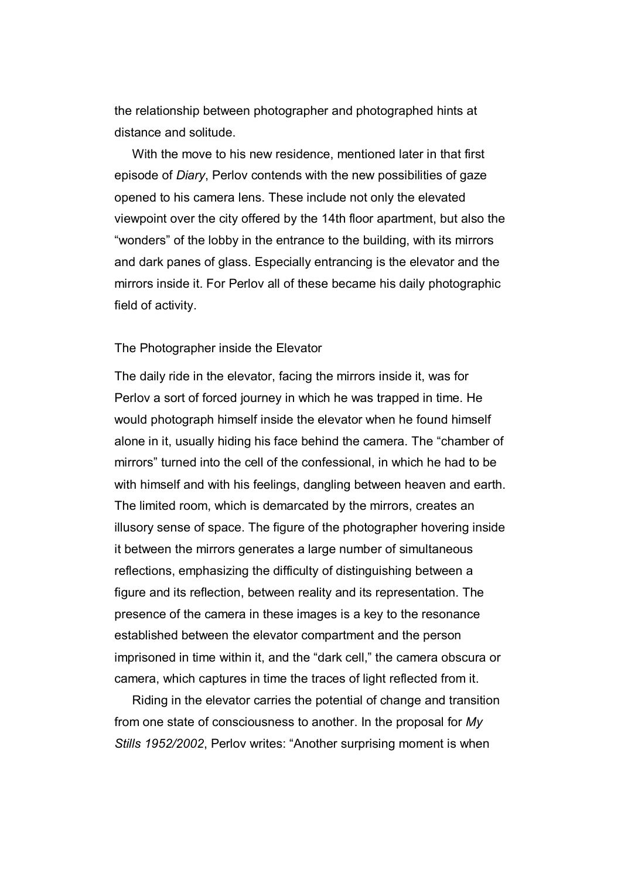the relationship between photographer and photographed hints at distance and solitude.

With the move to his new residence, mentioned later in that first episode of *Diary*, Perlov contends with the new possibilities of gaze opened to his camera lens. These include not only the elevated viewpoint over the city offered by the 14th floor apartment, but also the "wonders" of the lobby in the entrance to the building, with its mirrors and dark panes of glass. Especially entrancing is the elevator and the mirrors inside it. For Perlov all of these became his daily photographic field of activity.

## The Photographer inside the Elevator

The daily ride in the elevator, facing the mirrors inside it, was for Perlov a sort of forced journey in which he was trapped in time. He would photograph himself inside the elevator when he found himself alone in it, usually hiding his face behind the camera. The "chamber of mirrors" turned into the cell of the confessional, in which he had to be with himself and with his feelings, dangling between heaven and earth. The limited room, which is demarcated by the mirrors, creates an illusory sense of space. The figure of the photographer hovering inside it between the mirrors generates a large number of simultaneous reflections, emphasizing the difficulty of distinguishing between a figure and its reflection, between reality and its representation. The presence of the camera in these images is a key to the resonance established between the elevator compartment and the person imprisoned in time within it, and the "dark cell," the camera obscura or camera, which captures in time the traces of light reflected from it.

Riding in the elevator carries the potential of change and transition from one state of consciousness to another. In the proposal for *My Stills 1952/2002*, Perlov writes: "Another surprising moment is when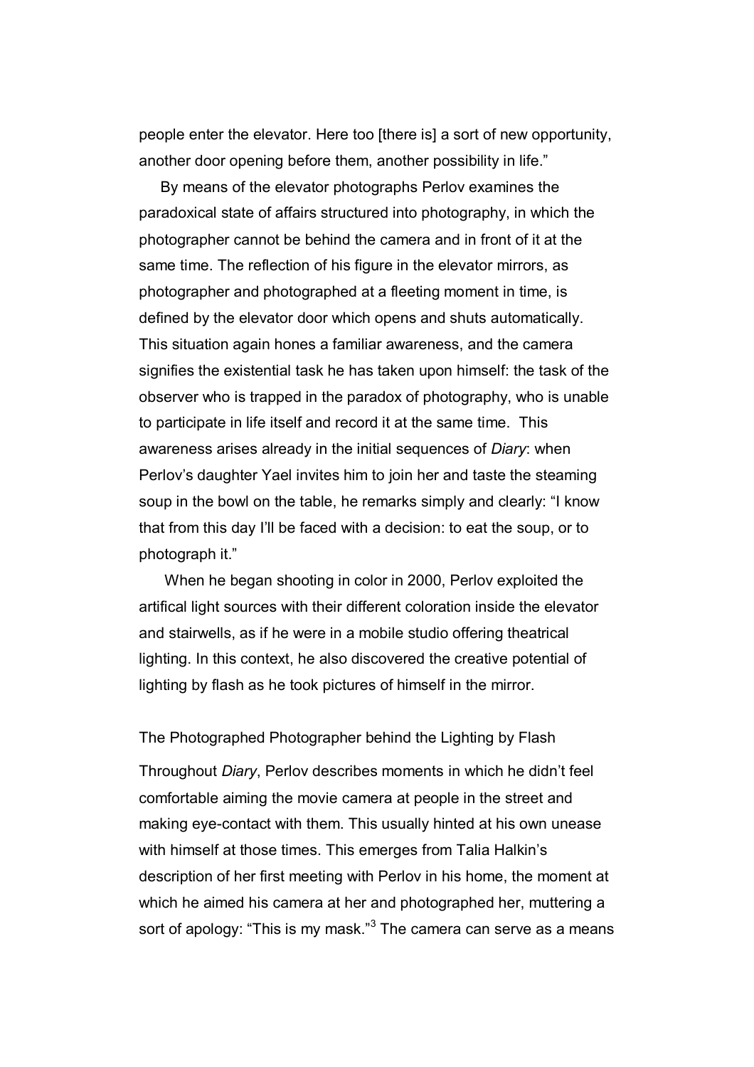people enter the elevator. Here too [there is] a sort of new opportunity, another door opening before them, another possibility in life."

By means of the elevator photographs Perlov examines the paradoxical state of affairs structured into photography, in which the photographer cannot be behind the camera and in front of it at the same time. The reflection of his figure in the elevator mirrors, as photographer and photographed at a fleeting moment in time, is defined by the elevator door which opens and shuts automatically. This situation again hones a familiar awareness, and the camera signifies the existential task he has taken upon himself: the task of the observer who is trapped in the paradox of photography, who is unable to participate in life itself and record it at the same time. This awareness arises already in the initial sequences of *Diary*: when Perlov's daughter Yael invites him to join her and taste the steaming soup in the bowl on the table, he remarks simply and clearly: "I know that from this day I'll be faced with a decision: to eat the soup, or to photograph it."

When he began shooting in color in 2000, Perlov exploited the artifical light sources with their different coloration inside the elevator and stairwells, as if he were in a mobile studio offering theatrical lighting. In this context, he also discovered the creative potential of lighting by flash as he took pictures of himself in the mirror.

## The Photographed Photographer behind the Lighting by Flash

Throughout *Diary*, Perlov describes moments in which he didn't feel comfortable aiming the movie camera at people in the street and making eye-contact with them. This usually hinted at his own unease with himself at those times. This emerges from Talia Halkin's description of her first meeting with Perlov in his home, the moment at which he aimed his camera at her and photographed her, muttering a sort of apology: "This is my mask."[3] The camera can serve as a means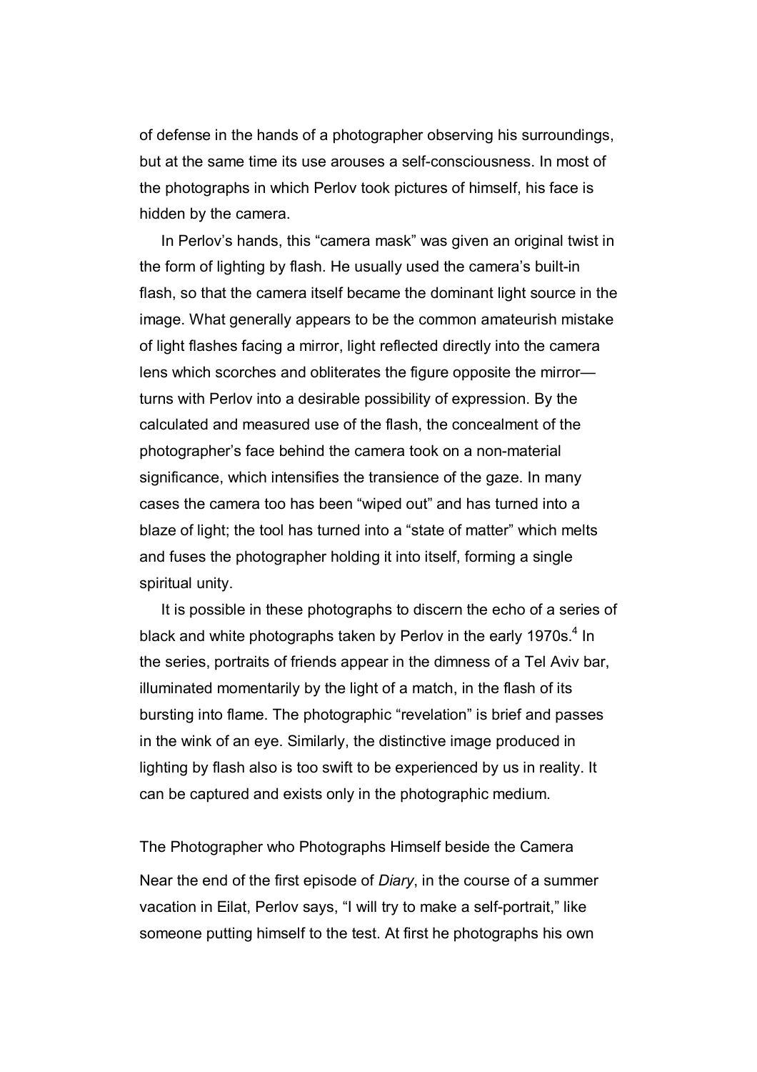of defense in the hands of a photographer observing his surroundings, but at the same time its use arouses a self-consciousness. In most of the photographs in which Perlov took pictures of himself, his face is hidden by the camera.

In Perlov's hands, this "camera mask" was given an original twist in the form of lighting by flash. He usually used the camera's built-in flash, so that the camera itself became the dominant light source in the image. What generally appears to be the common amateurish mistake of light flashes facing a mirror, light reflected directly into the camera lens which scorches and obliterates the figure opposite the mirror—turns with Perlov into a desirable possibility of expression. By the calculated and measured use of the flash, the concealment of the photographer's face behind the camera took on a non-material significance, which intensifies the transience of the gaze. In many cases the camera too has been "wiped out" and has turned into a blaze of light; the tool has turned into a "state of matter" which melts and fuses the photographer holding it into itself, forming a single spiritual unity.

It is possible in these photographs to discern the echo of a series of black and white photographs taken by Perlov in the early 1970s.[4] In the series, portraits of friends appear in the dimness of a Tel Aviv bar, illuminated momentarily by the light of a match, in the flash of its bursting into flame. The photographic "revelation" is brief and passes in the wink of an eye. Similarly, the distinctive image produced in lighting by flash also is too swift to be experienced by us in reality. It can be captured and exists only in the photographic medium.

## The Photographer who Photographs Himself beside the Camera

Near the end of the first episode of *Diary*, in the course of a summer vacation in Eilat, Perlov says, "I will try to make a self-portrait," like someone putting himself to the test. At first he photographs his own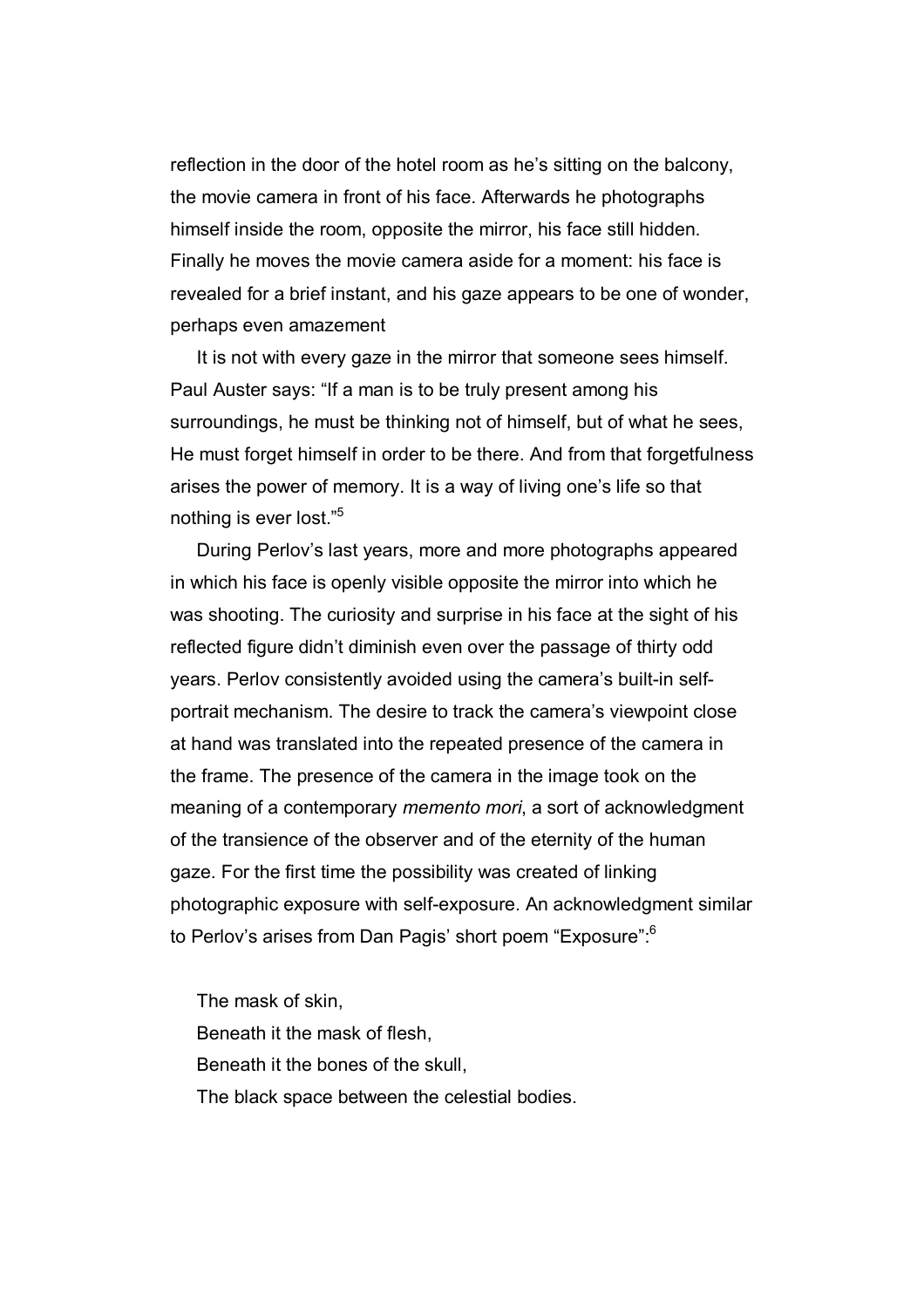reflection in the door of the hotel room as he's sitting on the balcony, the movie camera in front of his face. Afterwards he photographs himself inside the room, opposite the mirror, his face still hidden. Finally he moves the movie camera aside for a moment: his face is revealed for a brief instant, and his gaze appears to be one of wonder, perhaps even amazement

It is not with every gaze in the mirror that someone sees himself. Paul Auster says: "If a man is to be truly present among his surroundings, he must be thinking not of himself, but of what he sees, He must forget himself in order to be there. And from that forgetfulness arises the power of memory. It is a way of living one's life so that nothing is ever lost."[5]

During Perlov's last years, more and more photographs appeared in which his face is openly visible opposite the mirror into which he was shooting. The curiosity and surprise in his face at the sight of his reflected figure didn't diminish even over the passage of thirty odd years. Perlov consistently avoided using the camera's built-in self-portrait mechanism. The desire to track the camera's viewpoint close at hand was translated into the repeated presence of the camera in the frame. The presence of the camera in the image took on the meaning of a contemporary *memento mori*, a sort of acknowledgment of the transience of the observer and of the eternity of the human gaze. For the first time the possibility was created of linking photographic exposure with self-exposure. An acknowledgment similar to Perlov's arises from Dan Pagis' short poem "Exposure":[6]

The mask of skin,
Beneath it the mask of flesh,
Beneath it the bones of the skull,
The black space between the celestial bodies.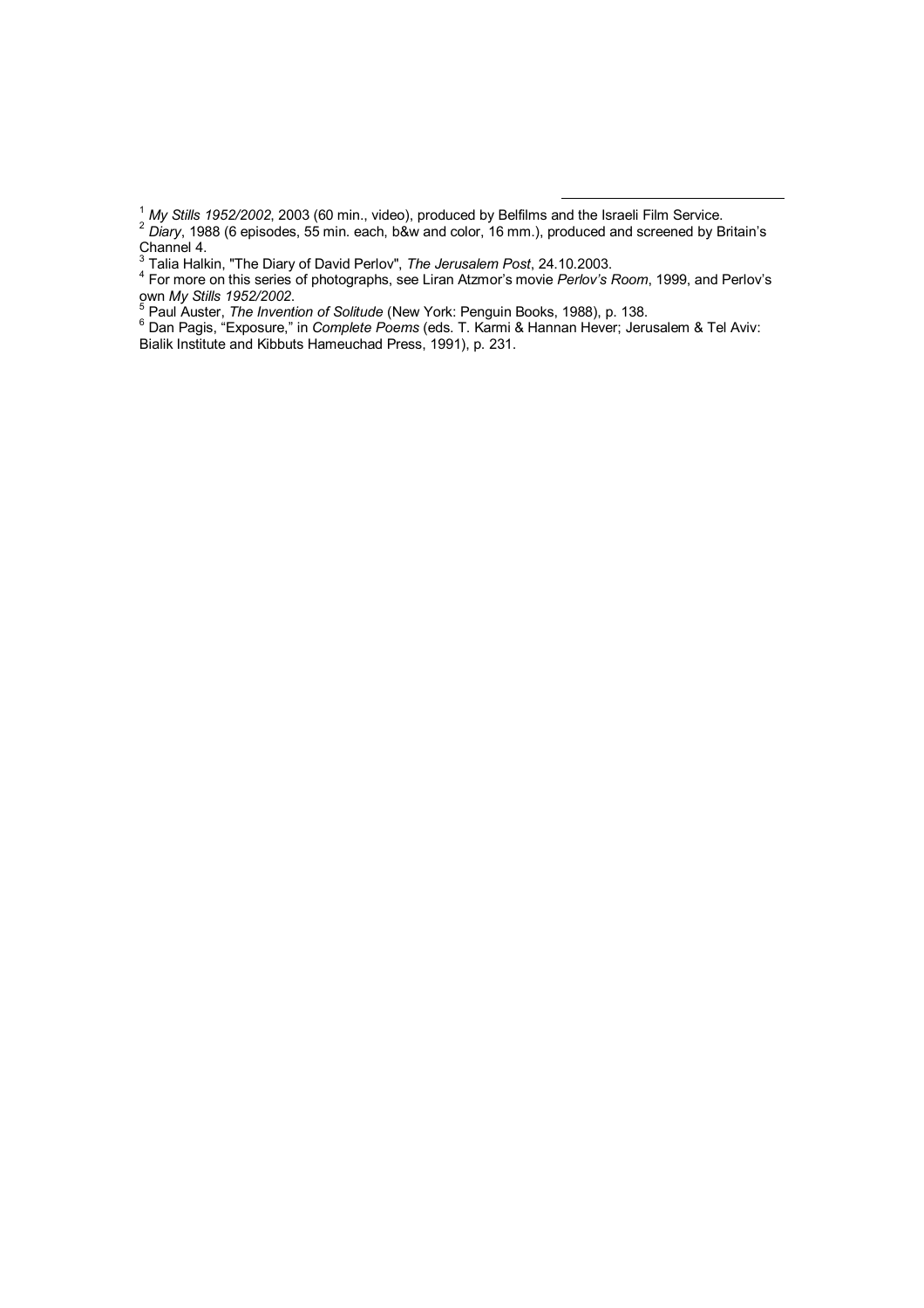[1] *My Stills 1952/2002*, 2003 (60 min., video), produced by Belfilms and the Israeli Film Service.

[2] *Diary*, 1988 (6 episodes, 55 min. each, b&w and color, 16 mm.), produced and screened by Britain's Channel 4.

[3] Talia Halkin, "The Diary of David Perlov", *The Jerusalem Post*, 24.10.2003.

[4] For more on this series of photographs, see Liran Atzmor's movie *Perlov's Room*, 1999, and Perlov's own *My Stills 1952/2002*.

[5] Paul Auster, *The Invention of Solitude* (New York: Penguin Books, 1988), p. 138.

[6] Dan Pagis, "Exposure," in *Complete Poems* (eds. T. Karmi & Hannan Hever; Jerusalem & Tel Aviv: Bialik Institute and Kibbuts Hameuchad Press, 1991), p. 231.